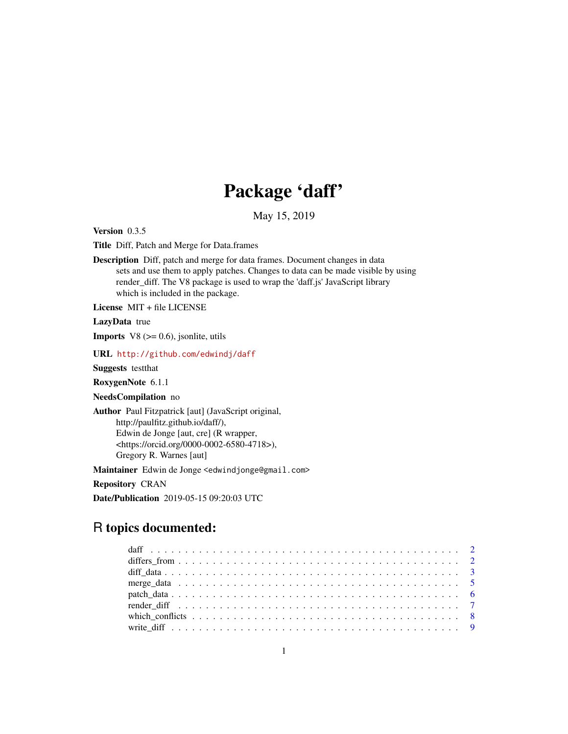# Package 'daff'

May 15, 2019

**Version** 0.3.5

**Title** Diff, Patch and Merge for Data.frames

**Description** Diff, patch and merge for data frames. Document changes in data sets and use them to apply patches. Changes to data can be made visible by using render_diff. The V8 package is used to wrap the 'daff.js' JavaScript library which is included in the package.

**License** MIT + file LICENSE

**LazyData** true

**Imports** V8 (>= 0.6), jsonlite, utils

**URL** http://github.com/edwindj/daff

**Suggests** testthat

**RoxygenNote** 6.1.1

**NeedsCompilation** no

**Author** Paul Fitzpatrick [aut] (JavaScript original, http://paulfitz.github.io/daff/), Edwin de Jonge [aut, cre] (R wrapper, <https://orcid.org/0000-0002-6580-4718>), Gregory R. Warnes [aut]

**Maintainer** Edwin de Jonge <edwindjonge@gmail.com>

**Repository** CRAN

**Date/Publication** 2019-05-15 09:20:03 UTC

## R topics documented:

- daff . . . . . . . . . . . . . . . . . . . . . . . . . . . . . . . . . . . . . . . . . . 2
- differs_from . . . . . . . . . . . . . . . . . . . . . . . . . . . . . . . . . . . . . . 2
- diff_data . . . . . . . . . . . . . . . . . . . . . . . . . . . . . . . . . . . . . . . . 3
- merge_data . . . . . . . . . . . . . . . . . . . . . . . . . . . . . . . . . . . . . . . 5
- patch_data . . . . . . . . . . . . . . . . . . . . . . . . . . . . . . . . . . . . . . . 6
- render_diff . . . . . . . . . . . . . . . . . . . . . . . . . . . . . . . . . . . . . . . 7
- which_conflicts . . . . . . . . . . . . . . . . . . . . . . . . . . . . . . . . . . . . 8
- write_diff . . . . . . . . . . . . . . . . . . . . . . . . . . . . . . . . . . . . . . . 9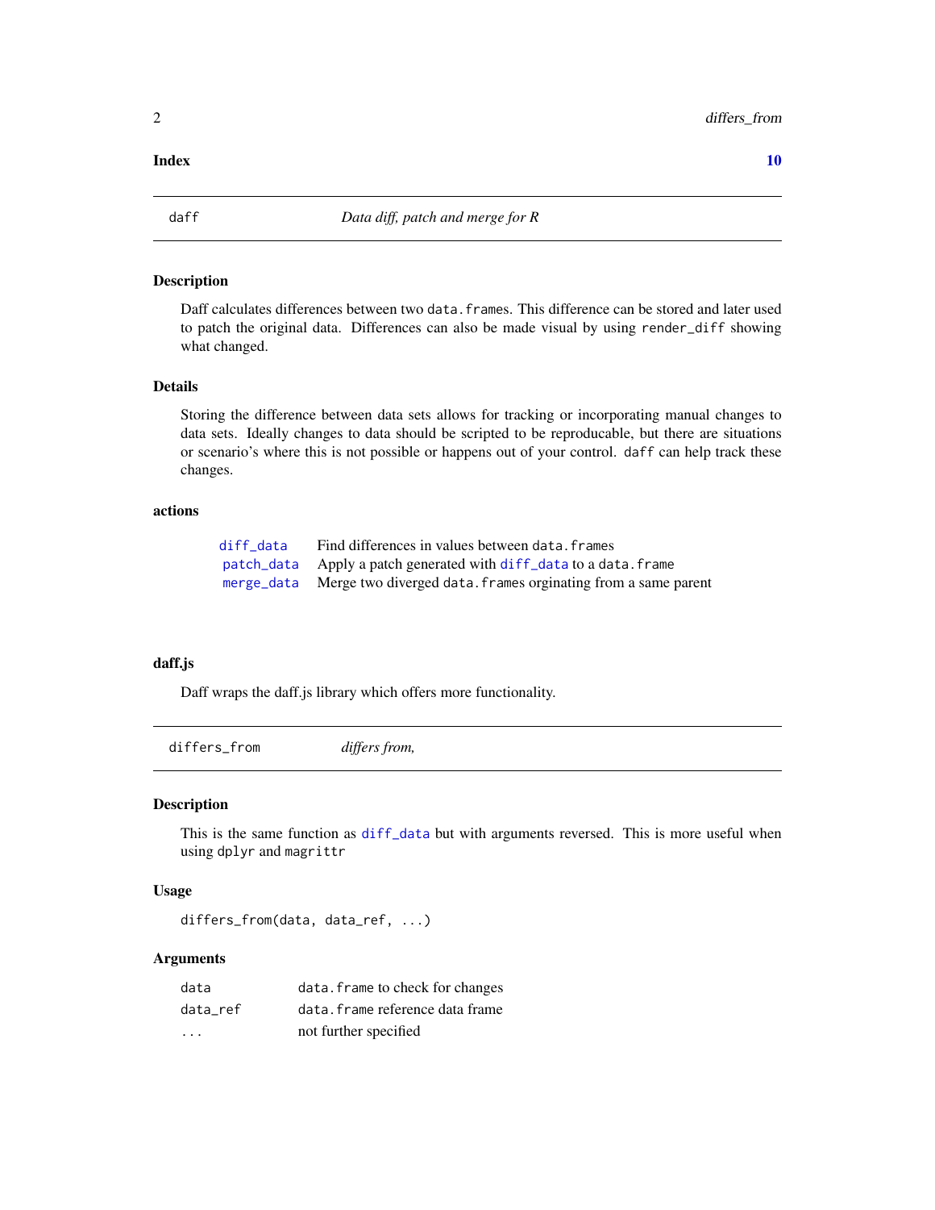**Index** **10**

---

## daff — *Data diff, patch and merge for R*

### Description

Daff calculates differences between two `data.frames`. This difference can be stored and later used to patch the original data. Differences can also be made visual by using `render_diff` showing what changed.

### Details

Storing the difference between data sets allows for tracking or incorporating manual changes to data sets. Ideally changes to data should be scripted to be reproducable, but there are situations or scenario's where this is not possible or happens out of your control. `daff` can help track these changes.

### actions

| | |
|---|---|
| `diff_data` | Find differences in values between `data.frames` |
| `patch_data` | Apply a patch generated with `diff_data` to a `data.frame` |
| `merge_data` | Merge two diverged `data.frames` orginating from a same parent |

### daff.js

Daff wraps the daff.js library which offers more functionality.

---

## differs_from — *differs from,*

### Description

This is the same function as `diff_data` but with arguments reversed. This is more useful when using `dplyr` and `magrittr`

### Usage

```
differs_from(data, data_ref, ...)
```

### Arguments

| | |
|---|---|
| `data` | `data.frame` to check for changes |
| `data_ref` | `data.frame` reference data frame |
| `...` | not further specified |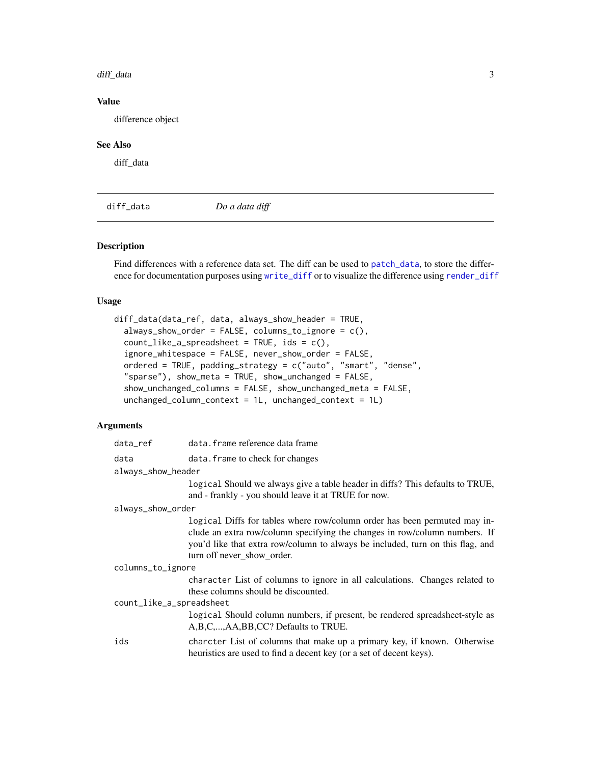## Value

difference object

## See Also

diff_data

---

`diff_data` *Do a data diff*

---

## Description

Find differences with a reference data set. The diff can be used to `patch_data`, to store the difference for documentation purposes using `write_diff` or to visualize the difference using `render_diff`

## Usage

```
diff_data(data_ref, data, always_show_header = TRUE,
  always_show_order = FALSE, columns_to_ignore = c(),
  count_like_a_spreadsheet = TRUE, ids = c(),
  ignore_whitespace = FALSE, never_show_order = FALSE,
  ordered = TRUE, padding_strategy = c("auto", "smart", "dense",
  "sparse"), show_meta = TRUE, show_unchanged = FALSE,
  show_unchanged_columns = FALSE, show_unchanged_meta = FALSE,
  unchanged_column_context = 1L, unchanged_context = 1L)
```

## Arguments

`data_ref`
: `data.frame` reference data frame

`data`
: `data.frame` to check for changes

`always_show_header`
: `logical` Should we always give a table header in diffs? This defaults to TRUE, and - frankly - you should leave it at TRUE for now.

`always_show_order`
: `logical` Diffs for tables where row/column order has been permuted may include an extra row/column specifying the changes in row/column numbers. If you'd like that extra row/column to always be included, turn on this flag, and turn off never_show_order.

`columns_to_ignore`
: `character` List of columns to ignore in all calculations. Changes related to these columns should be discounted.

`count_like_a_spreadsheet`
: `logical` Should column numbers, if present, be rendered spreadsheet-style as A,B,C,...,AA,BB,CC? Defaults to TRUE.

`ids`
: `charcter` List of columns that make up a primary key, if known. Otherwise heuristics are used to find a decent key (or a set of decent keys).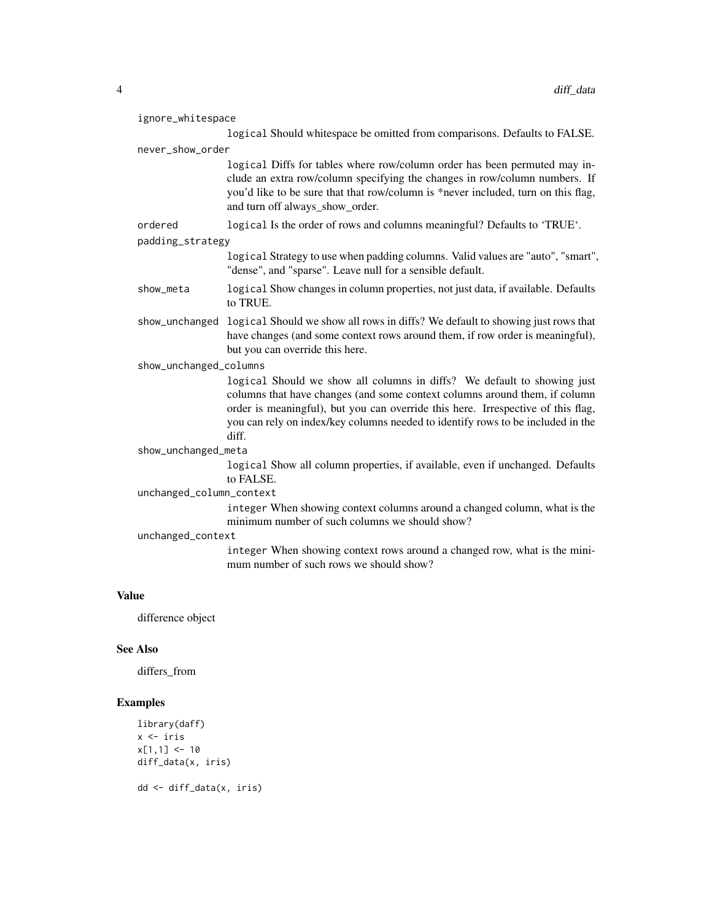`ignore_whitespace`
: `logical` Should whitespace be omitted from comparisons. Defaults to FALSE.

`never_show_order`
: `logical` Diffs for tables where row/column order has been permuted may include an extra row/column specifying the changes in row/column numbers. If you'd like to be sure that that row/column is *never included, turn on this flag, and turn off always_show_order.

`ordered`
: `logical` Is the order of rows and columns meaningful? Defaults to 'TRUE'.

`padding_strategy`
: `logical` Strategy to use when padding columns. Valid values are "auto", "smart", "dense", and "sparse". Leave null for a sensible default.

`show_meta`
: `logical` Show changes in column properties, not just data, if available. Defaults to TRUE.

`show_unchanged`
: `logical` Should we show all rows in diffs? We default to showing just rows that have changes (and some context rows around them, if row order is meaningful), but you can override this here.

`show_unchanged_columns`
: `logical` Should we show all columns in diffs? We default to showing just columns that have changes (and some context columns around them, if column order is meaningful), but you can override this here. Irrespective of this flag, you can rely on index/key columns needed to identify rows to be included in the diff.

`show_unchanged_meta`
: `logical` Show all column properties, if available, even if unchanged. Defaults to FALSE.

`unchanged_column_context`
: `integer` When showing context columns around a changed column, what is the minimum number of such columns we should show?

`unchanged_context`
: `integer` When showing context rows around a changed row, what is the minimum number of such rows we should show?

## Value

difference object

## See Also

differs_from

## Examples

```
library(daff)
x <- iris
x[1,1] <- 10
diff_data(x, iris)

dd <- diff_data(x, iris)
```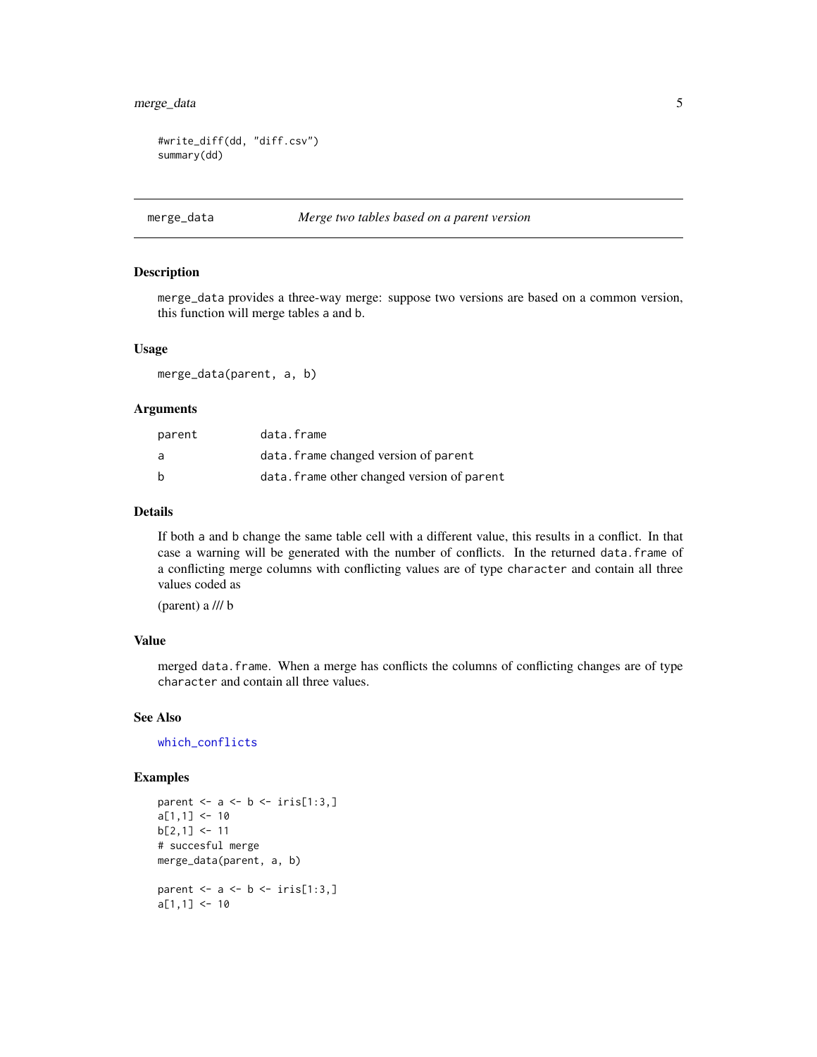```
#write_diff(dd, "diff.csv")
summary(dd)
```

## merge_data — *Merge two tables based on a parent version*

### Description

`merge_data` provides a three-way merge: suppose two versions are based on a common version, this function will merge tables a and b.

### Usage

```
merge_data(parent, a, b)
```

### Arguments

| | |
|---|---|
| `parent` | `data.frame` |
| `a` | `data.frame` changed version of `parent` |
| `b` | `data.frame` other changed version of `parent` |

### Details

If both a and b change the same table cell with a different value, this results in a conflict. In that case a warning will be generated with the number of conflicts. In the returned `data.frame` of a conflicting merge columns with conflicting values are of type `character` and contain all three values coded as

(parent) a /// b

### Value

merged `data.frame`. When a merge has conflicts the columns of conflicting changes are of type `character` and contain all three values.

### See Also

`which_conflicts`

### Examples

```
parent <- a <- b <- iris[1:3,]
a[1,1] <- 10
b[2,1] <- 11
# succesful merge
merge_data(parent, a, b)

parent <- a <- b <- iris[1:3,]
a[1,1] <- 10
```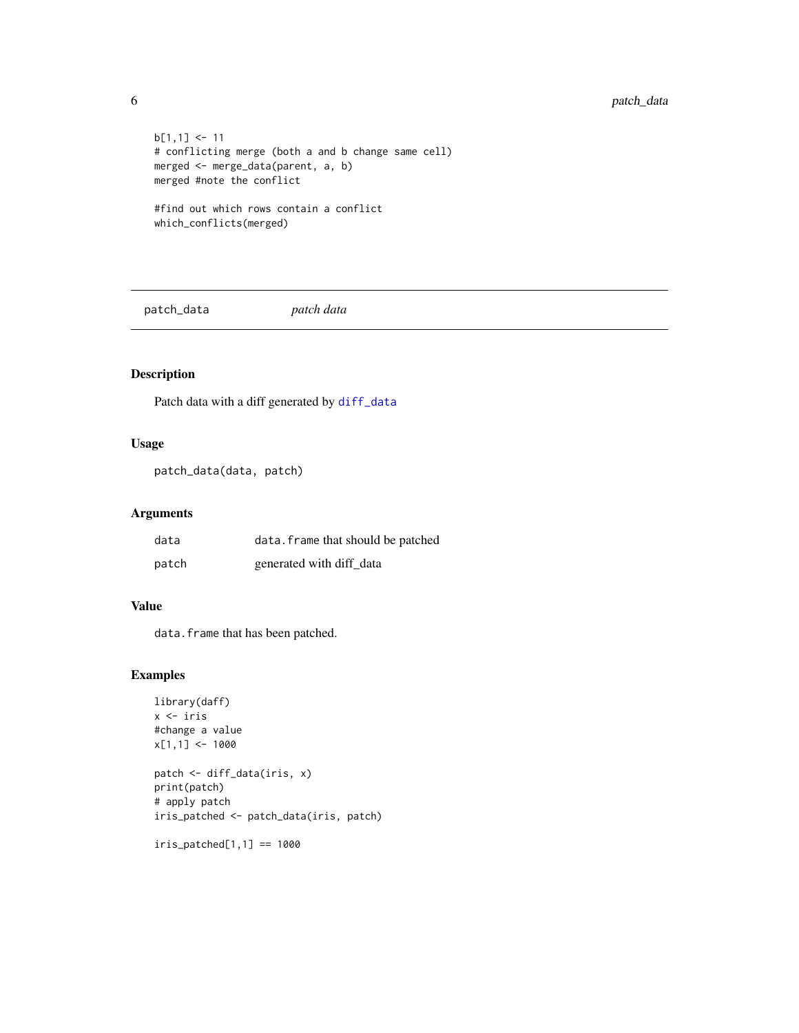```
b[1,1] <- 11
# conflicting merge (both a and b change same cell)
merged <- merge_data(parent, a, b)
merged #note the conflict

#find out which rows contain a conflict
which_conflicts(merged)
```

## patch_data    *patch data*

### Description

Patch data with a diff generated by diff_data

### Usage

```
patch_data(data, patch)
```

### Arguments

| | |
|---|---|
| data | data.frame that should be patched |
| patch | generated with diff_data |

### Value

data.frame that has been patched.

### Examples

```
library(daff)
x <- iris
#change a value
x[1,1] <- 1000

patch <- diff_data(iris, x)
print(patch)
# apply patch
iris_patched <- patch_data(iris, patch)

iris_patched[1,1] == 1000
```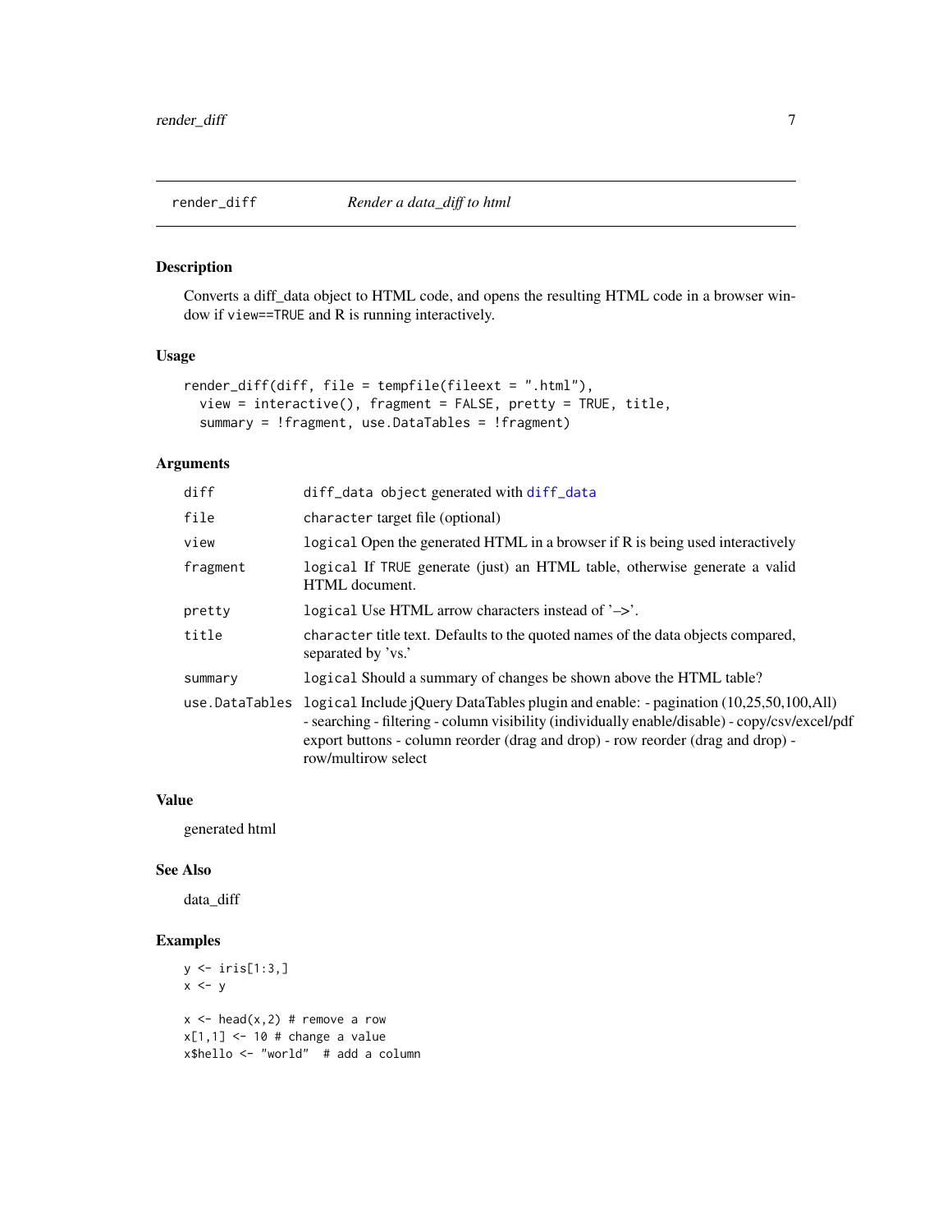## render_diff *Render a data_diff to html*

### Description

Converts a diff_data object to HTML code, and opens the resulting HTML code in a browser window if `view==TRUE` and R is running interactively.

### Usage

```
render_diff(diff, file = tempfile(fileext = ".html"),
  view = interactive(), fragment = FALSE, pretty = TRUE, title,
  summary = !fragment, use.DataTables = !fragment)
```

### Arguments

| | |
|---|---|
| `diff` | `diff_data` object generated with `diff_data` |
| `file` | `character` target file (optional) |
| `view` | `logical` Open the generated HTML in a browser if R is being used interactively |
| `fragment` | `logical` If `TRUE` generate (just) an HTML table, otherwise generate a valid HTML document. |
| `pretty` | `logical` Use HTML arrow characters instead of '–>'. |
| `title` | `character` title text. Defaults to the quoted names of the data objects compared, separated by 'vs.' |
| `summary` | `logical` Should a summary of changes be shown above the HTML table? |
| `use.DataTables` | `logical` Include jQuery DataTables plugin and enable: - pagination (10,25,50,100,All) - searching - filtering - column visibility (individually enable/disable) - copy/csv/excel/pdf export buttons - column reorder (drag and drop) - row reorder (drag and drop) - row/multirow select |

### Value

generated html

### See Also

data_diff

### Examples

```
y <- iris[1:3,]
x <- y

x <- head(x,2) # remove a row
x[1,1] <- 10 # change a value
x$hello <- "world"  # add a column
```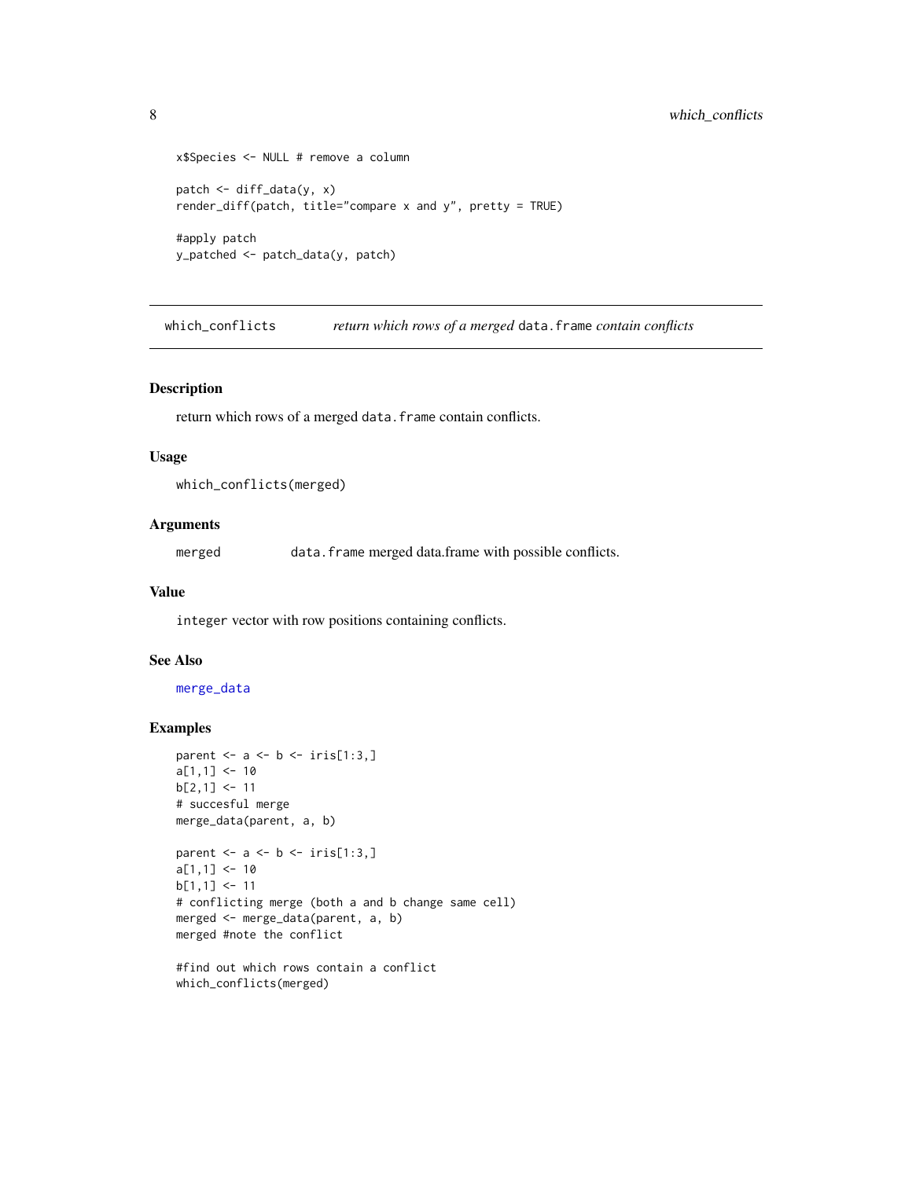```
x$Species <- NULL # remove a column

patch <- diff_data(y, x)
render_diff(patch, title="compare x and y", pretty = TRUE)

#apply patch
y_patched <- patch_data(y, patch)
```

---

## which_conflicts — *return which rows of a merged* `data.frame` *contain conflicts*

---

### Description

return which rows of a merged `data.frame` contain conflicts.

### Usage

```
which_conflicts(merged)
```

### Arguments

| | |
|---|---|
| `merged` | `data.frame` merged data.frame with possible conflicts. |

### Value

`integer` vector with row positions containing conflicts.

### See Also

`merge_data`

### Examples

```
parent <- a <- b <- iris[1:3,]
a[1,1] <- 10
b[2,1] <- 11
# succesful merge
merge_data(parent, a, b)

parent <- a <- b <- iris[1:3,]
a[1,1] <- 10
b[1,1] <- 11
# conflicting merge (both a and b change same cell)
merged <- merge_data(parent, a, b)
merged #note the conflict

#find out which rows contain a conflict
which_conflicts(merged)
```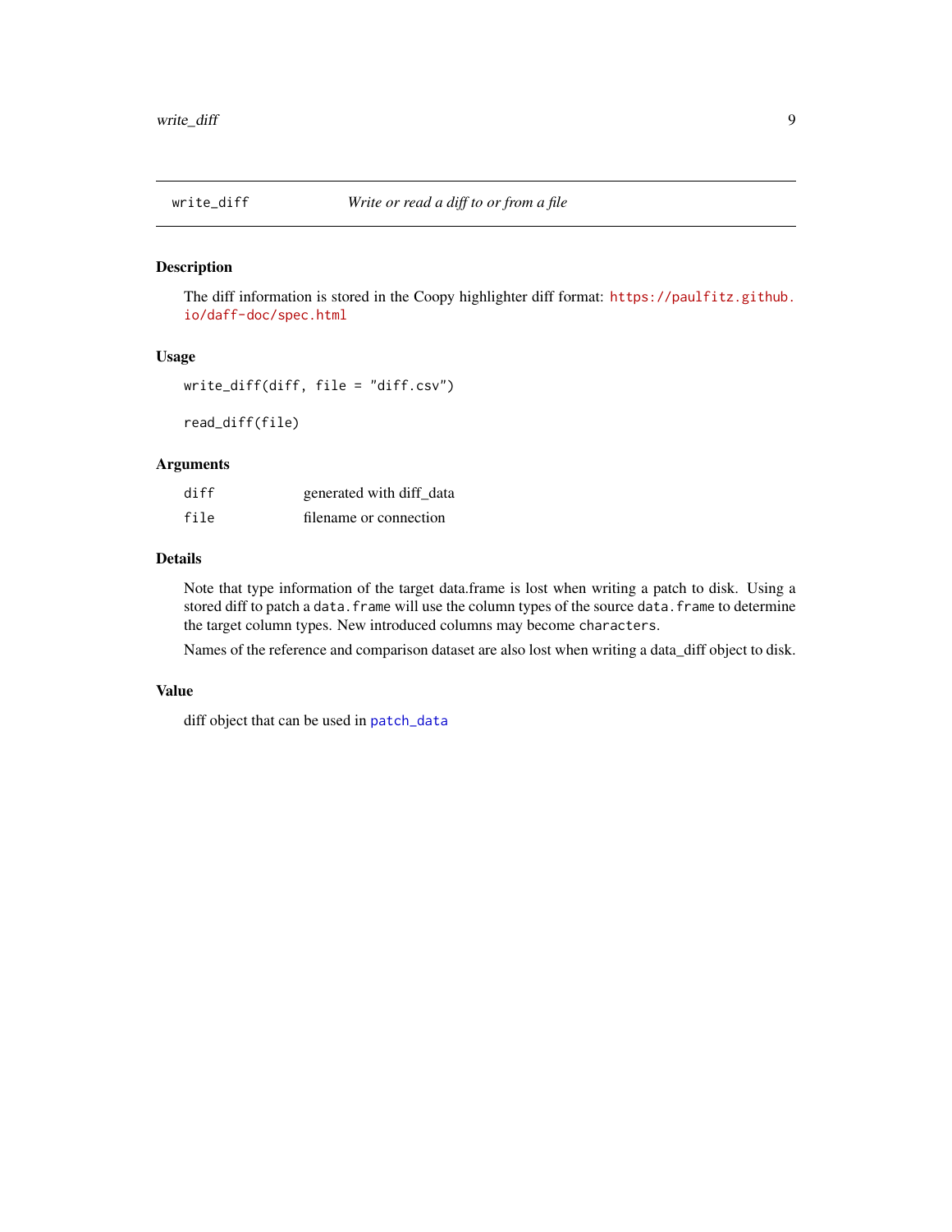## write_diff — *Write or read a diff to or from a file*

### Description

The diff information is stored in the Coopy highlighter diff format: https://paulfitz.github.io/daff-doc/spec.html

### Usage

```
write_diff(diff, file = "diff.csv")

read_diff(file)
```

### Arguments

| | |
|---|---|
| diff | generated with diff_data |
| file | filename or connection |

### Details

Note that type information of the target data.frame is lost when writing a patch to disk. Using a stored diff to patch a `data.frame` will use the column types of the source `data.frame` to determine the target column types. New introduced columns may become `characters`.

Names of the reference and comparison dataset are also lost when writing a data_diff object to disk.

### Value

diff object that can be used in `patch_data`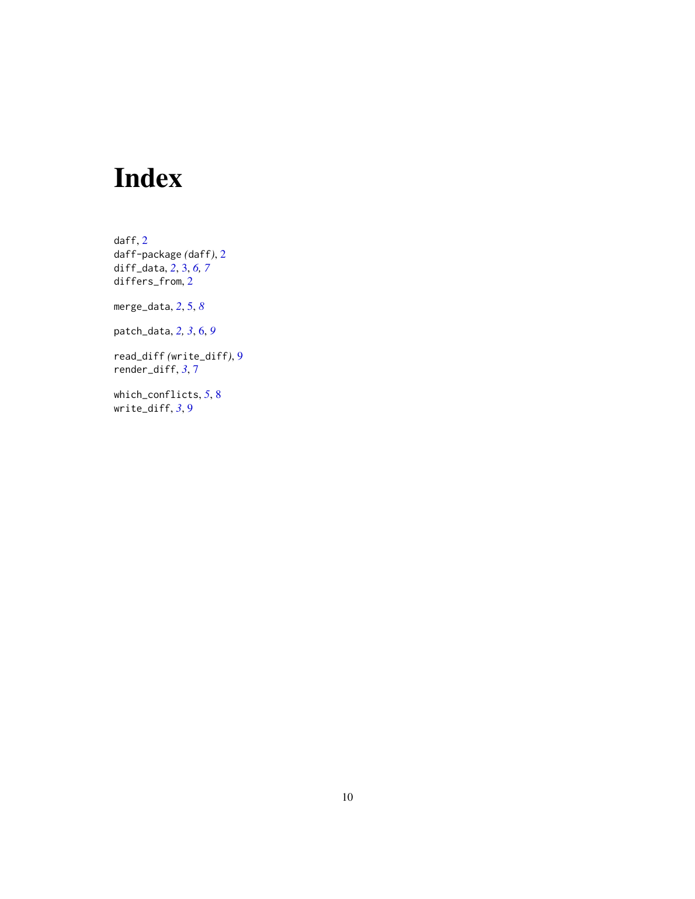# Index

daff, 2
daff-package (daff), 2
diff_data, *2*, 3, *6, 7*
differs_from, 2

merge_data, *2*, 5, *8*

patch_data, *2, 3*, 6, *9*

read_diff (write_diff), 9
render_diff, *3*, 7

which_conflicts, *5*, 8
write_diff, *3*, 9